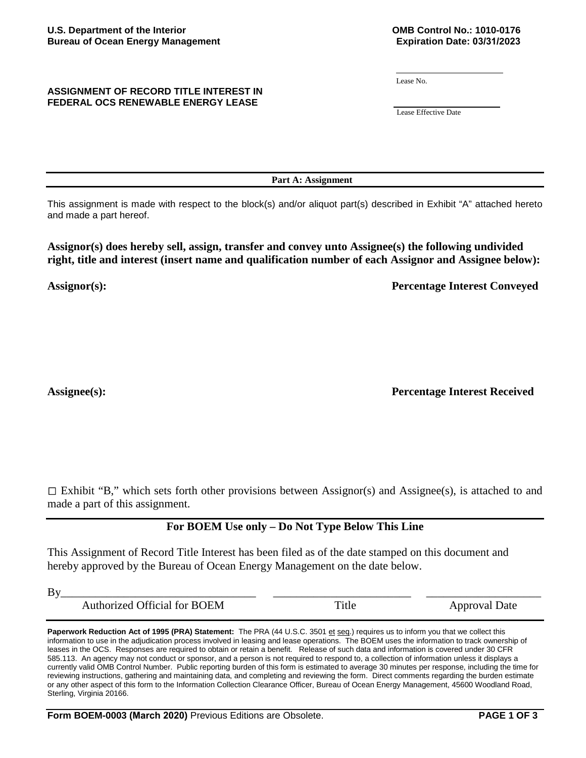**U.S. Department of the Interior**
**Bureau of Ocean Energy Management**

**OMB Control No.: 1010-0176**
**Expiration Date: 03/31/2023**

______________________
Lease No.

______________________
Lease Effective Date

**ASSIGNMENT OF RECORD TITLE INTEREST IN FEDERAL OCS RENEWABLE ENERGY LEASE**

---

**Part A: Assignment**

---

This assignment is made with respect to the block(s) and/or aliquot part(s) described in Exhibit "A" attached hereto and made a part hereof.

**Assignor(s) does hereby sell, assign, transfer and convey unto Assignee(s) the following undivided right, title and interest (insert name and qualification number of each Assignor and Assignee below):**

| **Assignor(s):** | **Percentage Interest Conveyed** |
|---|---|
| | |

| **Assignee(s):** | **Percentage Interest Received** |
|---|---|
| | |

☐ Exhibit "B," which sets forth other provisions between Assignor(s) and Assignee(s), is attached to and made a part of this assignment.

---

**For BOEM Use only – Do Not Type Below This Line**

This Assignment of Record Title Interest has been filed as of the date stamped on this document and hereby approved by the Bureau of Ocean Energy Management on the date below.

| By________________________________ | ________________________ | ____________________ |
|---|---|---|
| Authorized Official for BOEM | Title | Approval Date |

---

**Paperwork Reduction Act of 1995 (PRA) Statement:** The PRA (44 U.S.C. 3501 et seq.) requires us to inform you that we collect this information to use in the adjudication process involved in leasing and lease operations. The BOEM uses the information to track ownership of leases in the OCS. Responses are required to obtain or retain a benefit. Release of such data and information is covered under 30 CFR 585.113. An agency may not conduct or sponsor, and a person is not required to respond to, a collection of information unless it displays a currently valid OMB Control Number. Public reporting burden of this form is estimated to average 30 minutes per response, including the time for reviewing instructions, gathering and maintaining data, and completing and reviewing the form. Direct comments regarding the burden estimate or any other aspect of this form to the Information Collection Clearance Officer, Bureau of Ocean Energy Management, 45600 Woodland Road, Sterling, Virginia 20166.

**Form BOEM-0003 (March 2020)** Previous Editions are Obsolete.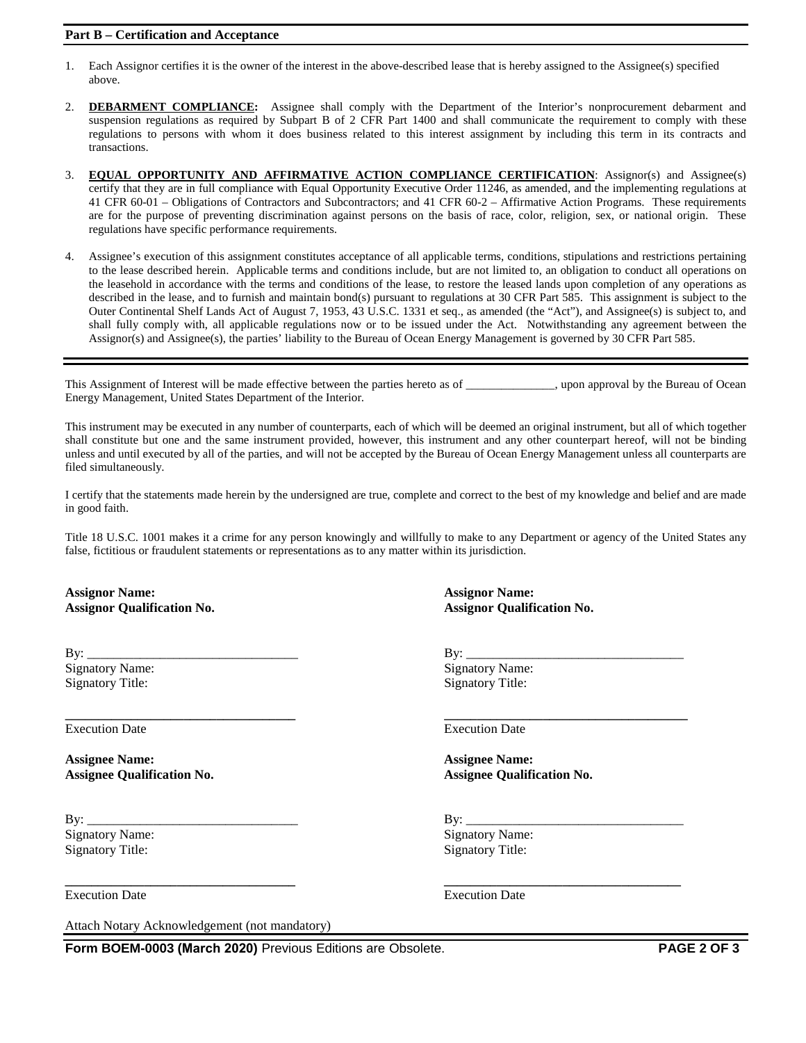**Part B – Certification and Acceptance**

1. Each Assignor certifies it is the owner of the interest in the above-described lease that is hereby assigned to the Assignee(s) specified above.

2. **DEBARMENT COMPLIANCE:** Assignee shall comply with the Department of the Interior's nonprocurement debarment and suspension regulations as required by Subpart B of 2 CFR Part 1400 and shall communicate the requirement to comply with these regulations to persons with whom it does business related to this interest assignment by including this term in its contracts and transactions.

3. **EQUAL OPPORTUNITY AND AFFIRMATIVE ACTION COMPLIANCE CERTIFICATION**: Assignor(s) and Assignee(s) certify that they are in full compliance with Equal Opportunity Executive Order 11246, as amended, and the implementing regulations at 41 CFR 60-01 – Obligations of Contractors and Subcontractors; and 41 CFR 60-2 – Affirmative Action Programs. These requirements are for the purpose of preventing discrimination against persons on the basis of race, color, religion, sex, or national origin. These regulations have specific performance requirements.

4. Assignee's execution of this assignment constitutes acceptance of all applicable terms, conditions, stipulations and restrictions pertaining to the lease described herein. Applicable terms and conditions include, but are not limited to, an obligation to conduct all operations on the leasehold in accordance with the terms and conditions of the lease, to restore the leased lands upon completion of any operations as described in the lease, and to furnish and maintain bond(s) pursuant to regulations at 30 CFR Part 585. This assignment is subject to the Outer Continental Shelf Lands Act of August 7, 1953, 43 U.S.C. 1331 et seq., as amended (the "Act"), and Assignee(s) is subject to, and shall fully comply with, all applicable regulations now or to be issued under the Act. Notwithstanding any agreement between the Assignor(s) and Assignee(s), the parties' liability to the Bureau of Ocean Energy Management is governed by 30 CFR Part 585.

---

This Assignment of Interest will be made effective between the parties hereto as of _______________, upon approval by the Bureau of Ocean Energy Management, United States Department of the Interior.

This instrument may be executed in any number of counterparts, each of which will be deemed an original instrument, but all of which together shall constitute but one and the same instrument provided, however, this instrument and any other counterpart hereof, will not be binding unless and until executed by all of the parties, and will not be accepted by the Bureau of Ocean Energy Management unless all counterparts are filed simultaneously.

I certify that the statements made herein by the undersigned are true, complete and correct to the best of my knowledge and belief and are made in good faith.

Title 18 U.S.C. 1001 makes it a crime for any person knowingly and willfully to make to any Department or agency of the United States any false, fictitious or fraudulent statements or representations as to any matter within its jurisdiction.

**Assignor Name:**
**Assignor Qualification No.**

By: ________________________________
Signatory Name:
Signatory Title:

__________________________________
Execution Date

**Assignor Name:**
**Assignor Qualification No.**

By: ________________________________
Signatory Name:
Signatory Title:

__________________________________
Execution Date

**Assignee Name:**
**Assignee Qualification No.**

By: ________________________________
Signatory Name:
Signatory Title:

__________________________________
Execution Date

**Assignee Name:**
**Assignee Qualification No.**

By: ________________________________
Signatory Name:
Signatory Title:

__________________________________
Execution Date

Attach Notary Acknowledgement (not mandatory)

**Form BOEM-0003 (March 2020)** Previous Editions are Obsolete.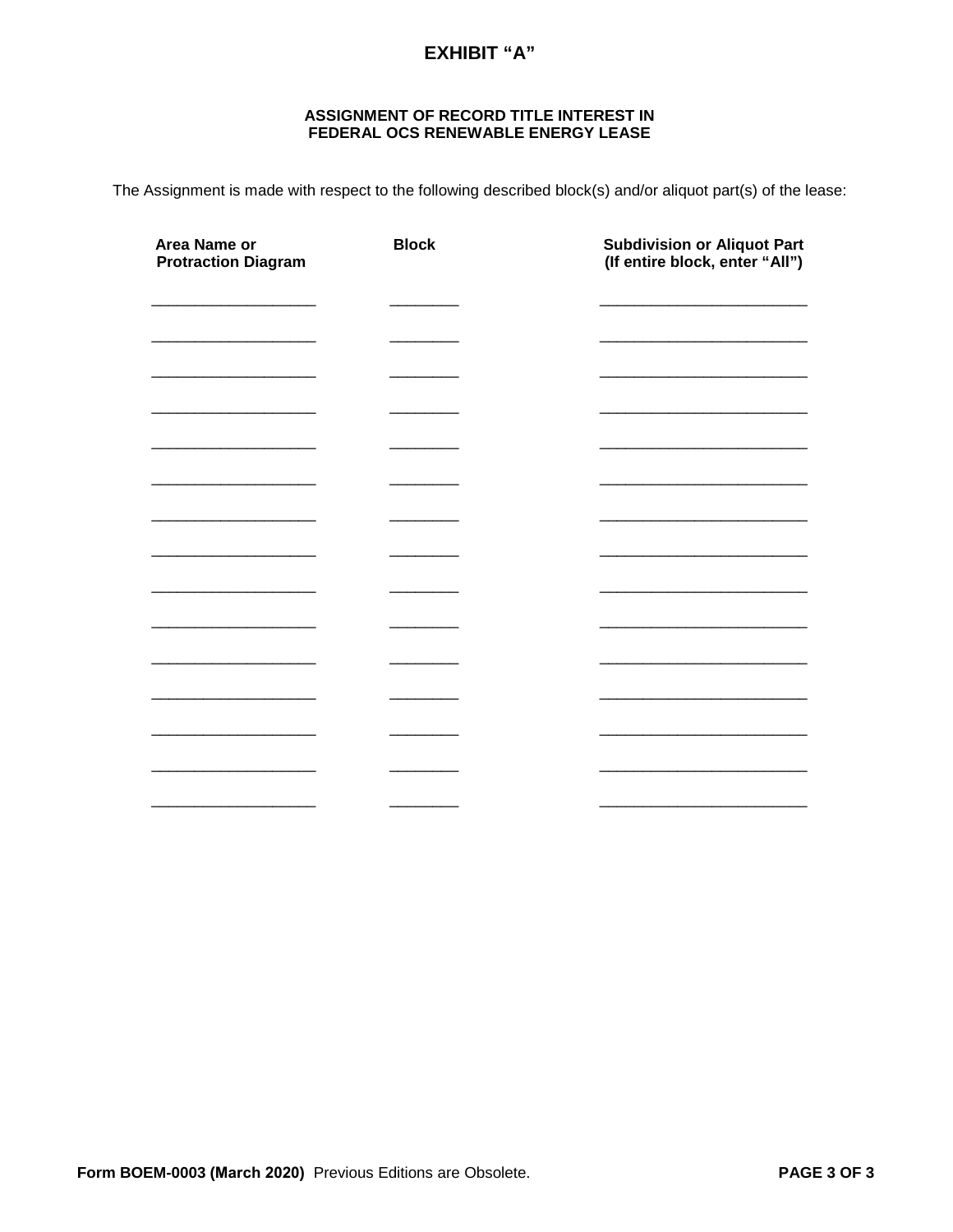# EXHIBIT "A"

**ASSIGNMENT OF RECORD TITLE INTEREST IN FEDERAL OCS RENEWABLE ENERGY LEASE**

The Assignment is made with respect to the following described block(s) and/or aliquot part(s) of the lease:

| Area Name or Protraction Diagram | Block | Subdivision or Aliquot Part (If entire block, enter "All") |
|---|---|---|
| ___________________ | ________ | ________________________ |
| ___________________ | ________ | ________________________ |
| ___________________ | ________ | ________________________ |
| ___________________ | ________ | ________________________ |
| ___________________ | ________ | ________________________ |
| ___________________ | ________ | ________________________ |
| ___________________ | ________ | ________________________ |
| ___________________ | ________ | ________________________ |
| ___________________ | ________ | ________________________ |
| ___________________ | ________ | ________________________ |
| ___________________ | ________ | ________________________ |
| ___________________ | ________ | ________________________ |
| ___________________ | ________ | ________________________ |
| ___________________ | ________ | ________________________ |
| ___________________ | ________ | ________________________ |

**Form BOEM-0003 (March 2020)** Previous Editions are Obsolete.